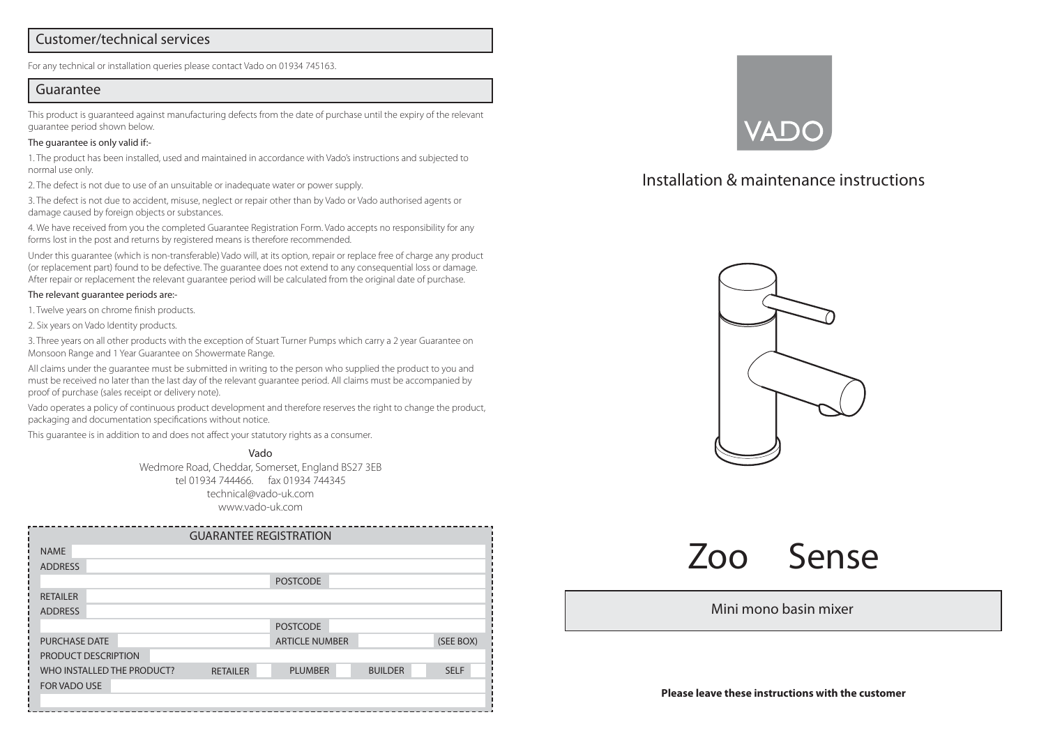## Customer/technical services

For any technical or installation queries please contact Vado on 01934 745163.

## Guarantee

This product is guaranteed against manufacturing defects from the date of purchase until the expiry of the relevant guarantee period shown below.

The guarantee is only valid if:-

1. The product has been installed, used and maintained in accordance with Vado's instructions and subjected to normal use only.
2. The defect is not due to use of an unsuitable or inadequate water or power supply.
3. The defect is not due to accident, misuse, neglect or repair other than by Vado or Vado authorised agents or damage caused by foreign objects or substances.
4. We have received from you the completed Guarantee Registration Form. Vado accepts no responsibility for any forms lost in the post and returns by registered means is therefore recommended.

Under this guarantee (which is non-transferable) Vado will, at its option, repair or replace free of charge any product (or replacement part) found to be defective. The guarantee does not extend to any consequential loss or damage. After repair or replacement the relevant guarantee period will be calculated from the original date of purchase.

The relevant guarantee periods are:-

1. Twelve years on chrome finish products.
2. Six years on Vado Identity products.
3. Three years on all other products with the exception of Stuart Turner Pumps which carry a 2 year Guarantee on Monsoon Range and 1 Year Guarantee on Showermate Range.

All claims under the guarantee must be submitted in writing to the person who supplied the product to you and must be received no later than the last day of the relevant guarantee period. All claims must be accompanied by proof of purchase (sales receipt or delivery note).

Vado operates a policy of continuous product development and therefore reserves the right to change the product, packaging and documentation specifications without notice.

This guarantee is in addition to and does not affect your statutory rights as a consumer.

Vado
Wedmore Road, Cheddar, Somerset, England BS27 3EB
tel 01934 744466. fax 01934 744345
technical@vado-uk.com
www.vado-uk.com

| GUARANTEE REGISTRATION | | | | | | | |
|---|---|---|---|---|---|---|---|
| NAME | | | | | | | |
| ADDRESS | | | | | | | |
| | | | POSTCODE | | | | |
| RETAILER | | | | | | | |
| ADDRESS | | | | | | | |
| | | | POSTCODE | | | | |
| PURCHASE DATE | | | ARTICLE NUMBER | | | (SEE BOX) | |
| PRODUCT DESCRIPTION | | | | | | | |
| WHO INSTALLED THE PRODUCT? | RETAILER | | PLUMBER | | BUILDER | | SELF |
| FOR VADO USE | | | | | | | |

VADO

Installation & maintenance instructions

# Zoo Sense

Mini mono basin mixer

**Please leave these instructions with the customer**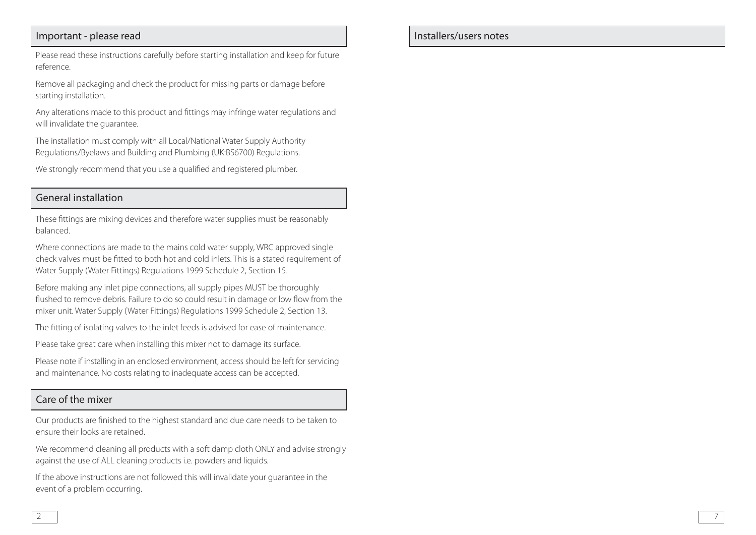## Important - please read

Please read these instructions carefully before starting installation and keep for future reference.

Remove all packaging and check the product for missing parts or damage before starting installation.

Any alterations made to this product and fittings may infringe water regulations and will invalidate the guarantee.

The installation must comply with all Local/National Water Supply Authority Regulations/Byelaws and Building and Plumbing (UK:BS6700) Regulations.

We strongly recommend that you use a qualified and registered plumber.

## General installation

These fittings are mixing devices and therefore water supplies must be reasonably balanced.

Where connections are made to the mains cold water supply, WRC approved single check valves must be fitted to both hot and cold inlets. This is a stated requirement of Water Supply (Water Fittings) Regulations 1999 Schedule 2, Section 15.

Before making any inlet pipe connections, all supply pipes MUST be thoroughly flushed to remove debris. Failure to do so could result in damage or low flow from the mixer unit. Water Supply (Water Fittings) Regulations 1999 Schedule 2, Section 13.

The fitting of isolating valves to the inlet feeds is advised for ease of maintenance.

Please take great care when installing this mixer not to damage its surface.

Please note if installing in an enclosed environment, access should be left for servicing and maintenance. No costs relating to inadequate access can be accepted.

## Care of the mixer

Our products are finished to the highest standard and due care needs to be taken to ensure their looks are retained.

We recommend cleaning all products with a soft damp cloth ONLY and advise strongly against the use of ALL cleaning products i.e. powders and liquids.

If the above instructions are not followed this will invalidate your guarantee in the event of a problem occurring.

## Installers/users notes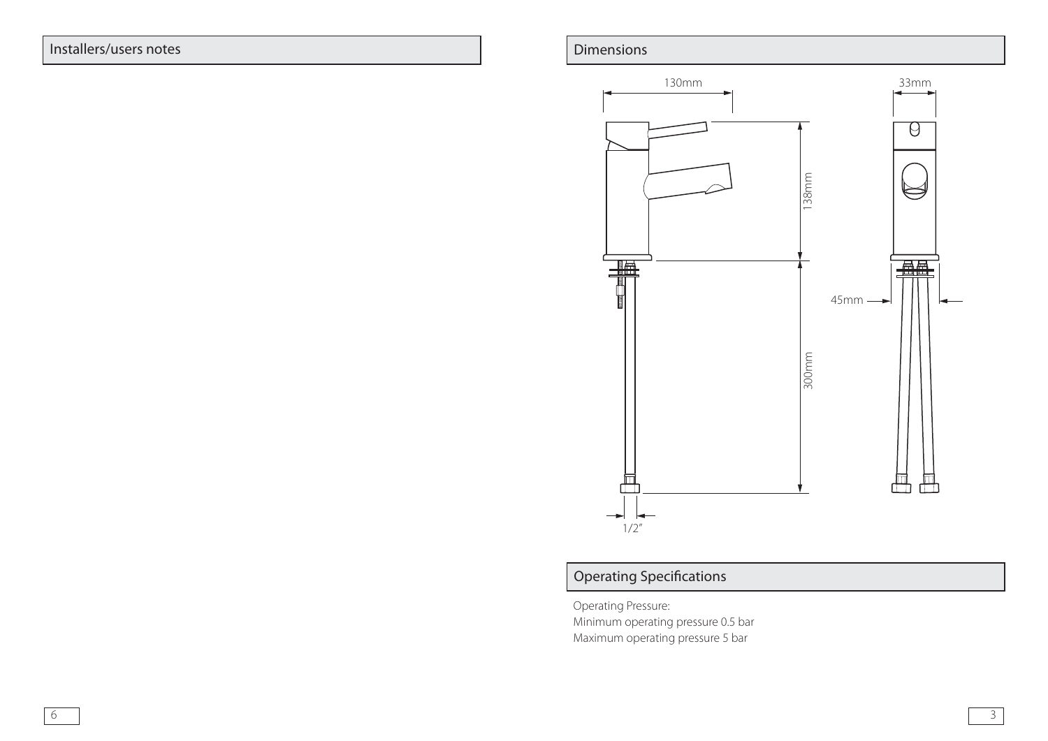## Installers/users notes

## Dimensions

130mm

33mm

138mm

45mm

300mm

1/2″

## Operating Specifications

Operating Pressure:

Minimum operating pressure 0.5 bar

Maximum operating pressure 5 bar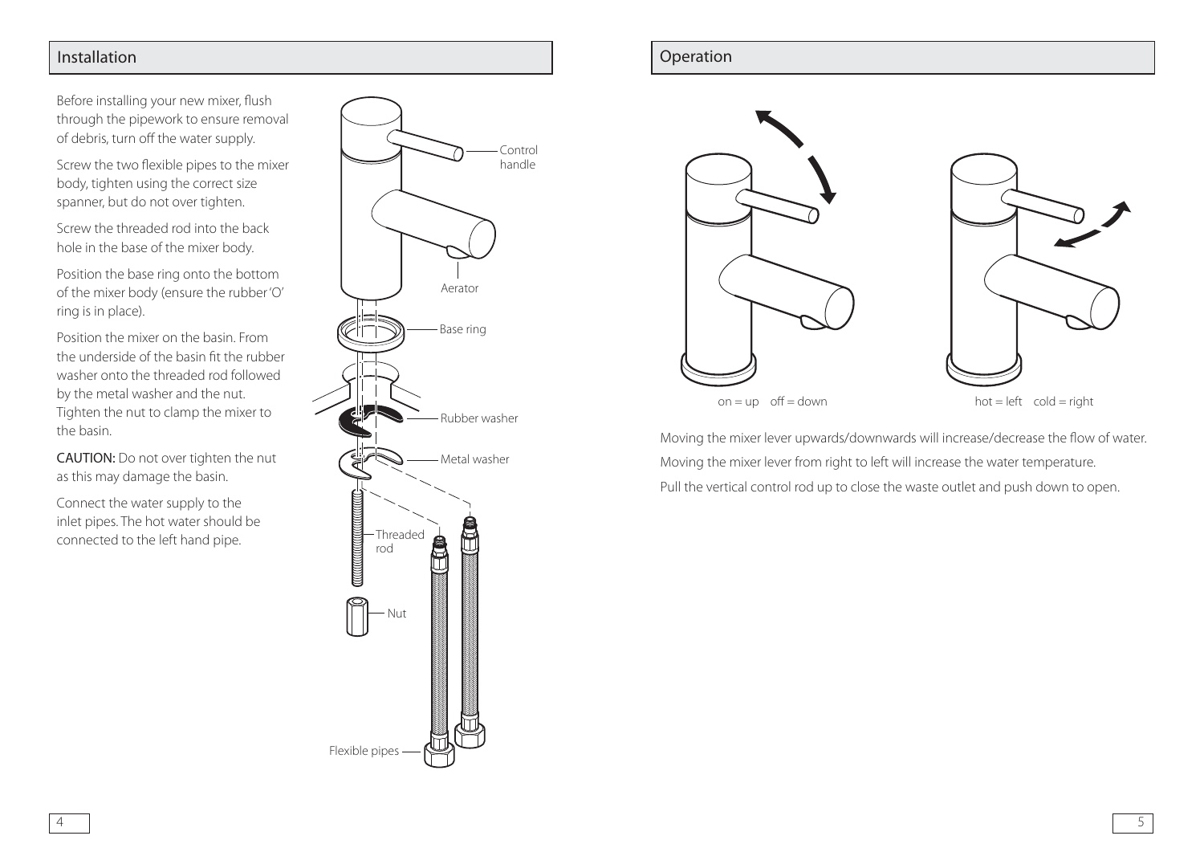## Installation

Before installing your new mixer, flush through the pipework to ensure removal of debris, turn off the water supply.

Screw the two flexible pipes to the mixer body, tighten using the correct size spanner, but do not over tighten.

Screw the threaded rod into the back hole in the base of the mixer body.

Position the base ring onto the bottom of the mixer body (ensure the rubber 'O' ring is in place).

Position the mixer on the basin. From the underside of the basin fit the rubber washer onto the threaded rod followed by the metal washer and the nut. Tighten the nut to clamp the mixer to the basin.

**CAUTION:** Do not over tighten the nut as this may damage the basin.

Connect the water supply to the inlet pipes. The hot water should be connected to the left hand pipe.

Control handle

Aerator

Base ring

Rubber washer

Metal washer

Threaded rod

Nut

Flexible pipes

## Operation

on = up off = down

hot = left cold = right

Moving the mixer lever upwards/downwards will increase/decrease the flow of water.

Moving the mixer lever from right to left will increase the water temperature.

Pull the vertical control rod up to close the waste outlet and push down to open.